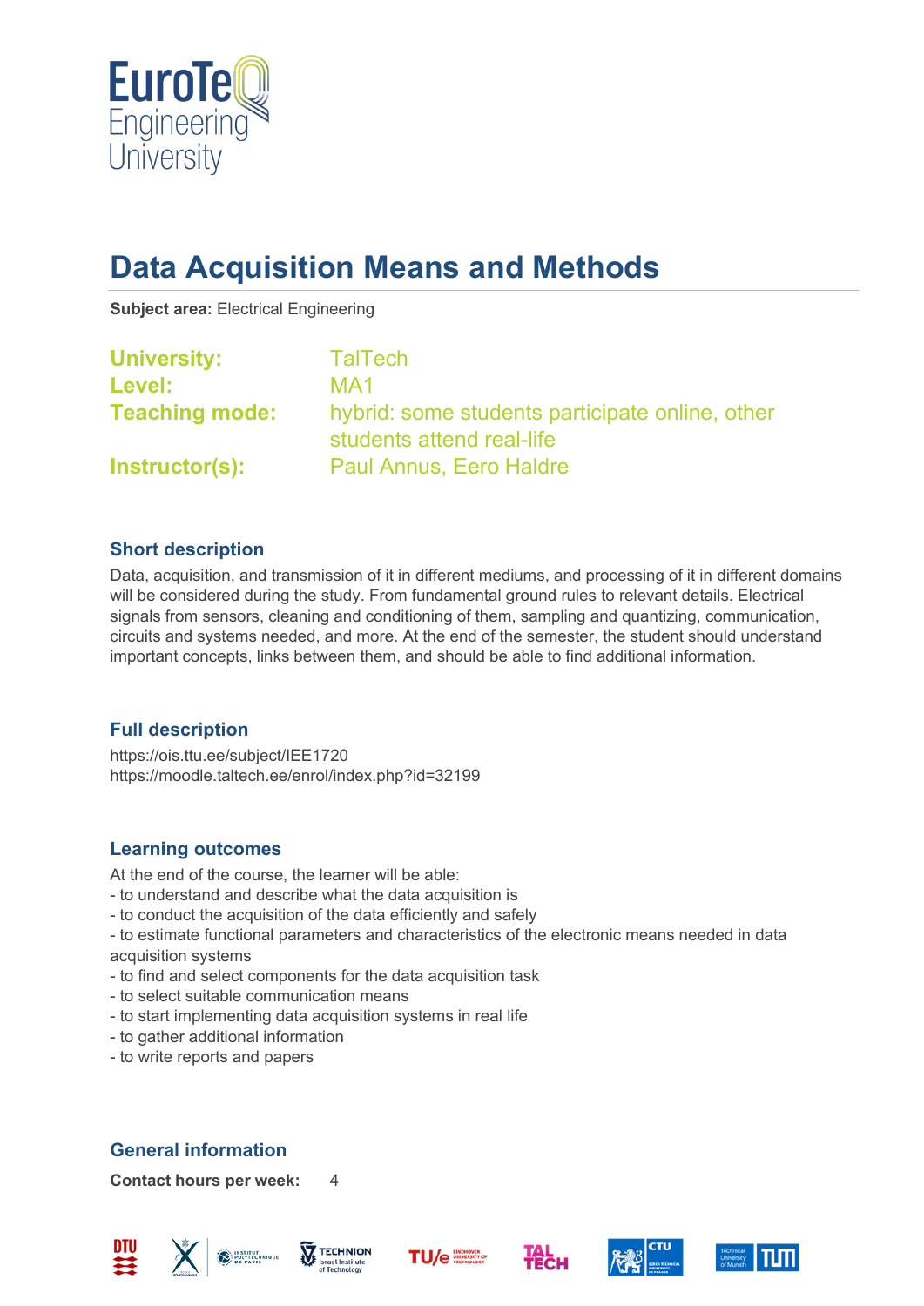# Data Acquisition Means and Methods

**Subject area:** Electrical Engineering

**University:** TalTech
**Level:** MA1
**Teaching mode:** hybrid: some students participate online, other students attend real-life
**Instructor(s):** Paul Annus, Eero Haldre

### Short description

Data, acquisition, and transmission of it in different mediums, and processing of it in different domains will be considered during the study. From fundamental ground rules to relevant details. Electrical signals from sensors, cleaning and conditioning of them, sampling and quantizing, communication, circuits and systems needed, and more. At the end of the semester, the student should understand important concepts, links between them, and should be able to find additional information.

### Full description

https://ois.ttu.ee/subject/IEE1720
https://moodle.taltech.ee/enrol/index.php?id=32199

### Learning outcomes

At the end of the course, the learner will be able:
- to understand and describe what the data acquisition is
- to conduct the acquisition of the data efficiently and safely
- to estimate functional parameters and characteristics of the electronic means needed in data acquisition systems
- to find and select components for the data acquisition task
- to select suitable communication means
- to start implementing data acquisition systems in real life
- to gather additional information
- to write reports and papers

### General information

**Contact hours per week:** 4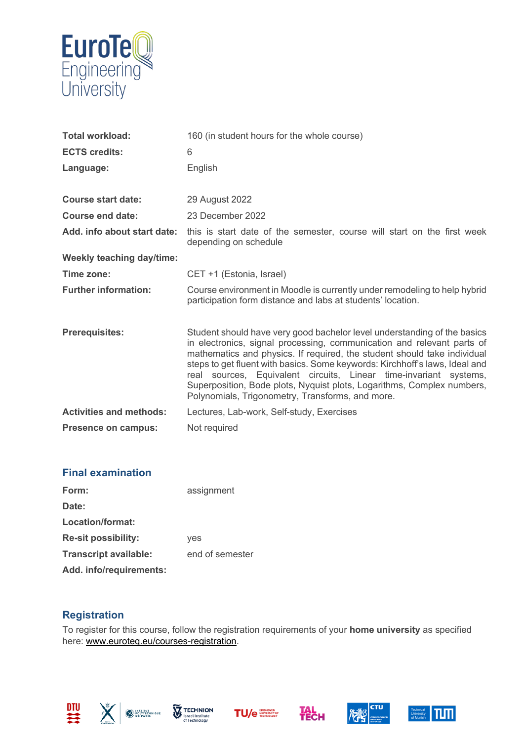| | |
|---|---|
| **Total workload:** | 160 (in student hours for the whole course) |
| **ECTS credits:** | 6 |
| **Language:** | English |
| | |
| **Course start date:** | 29 August 2022 |
| **Course end date:** | 23 December 2022 |
| **Add. info about start date:** | this is start date of the semester, course will start on the first week depending on schedule |
| **Weekly teaching day/time:** | |
| **Time zone:** | CET +1 (Estonia, Israel) |
| **Further information:** | Course environment in Moodle is currently under remodeling to help hybrid participation form distance and labs at students' location. |
| | |
| **Prerequisites:** | Student should have very good bachelor level understanding of the basics in electronics, signal processing, communication and relevant parts of mathematics and physics. If required, the student should take individual steps to get fluent with basics. Some keywords: Kirchhoff's laws, Ideal and real sources, Equivalent circuits, Linear time-invariant systems, Superposition, Bode plots, Nyquist plots, Logarithms, Complex numbers, Polynomials, Trigonometry, Transforms, and more. |
| **Activities and methods:** | Lectures, Lab-work, Self-study, Exercises |
| **Presence on campus:** | Not required |

## Final examination

| | |
|---|---|
| **Form:** | assignment |
| **Date:** | |
| **Location/format:** | |
| **Re-sit possibility:** | yes |
| **Transcript available:** | end of semester |
| **Add. info/requirements:** | |

## Registration

To register for this course, follow the registration requirements of your **home university** as specified here: www.euroteq.eu/courses-registration.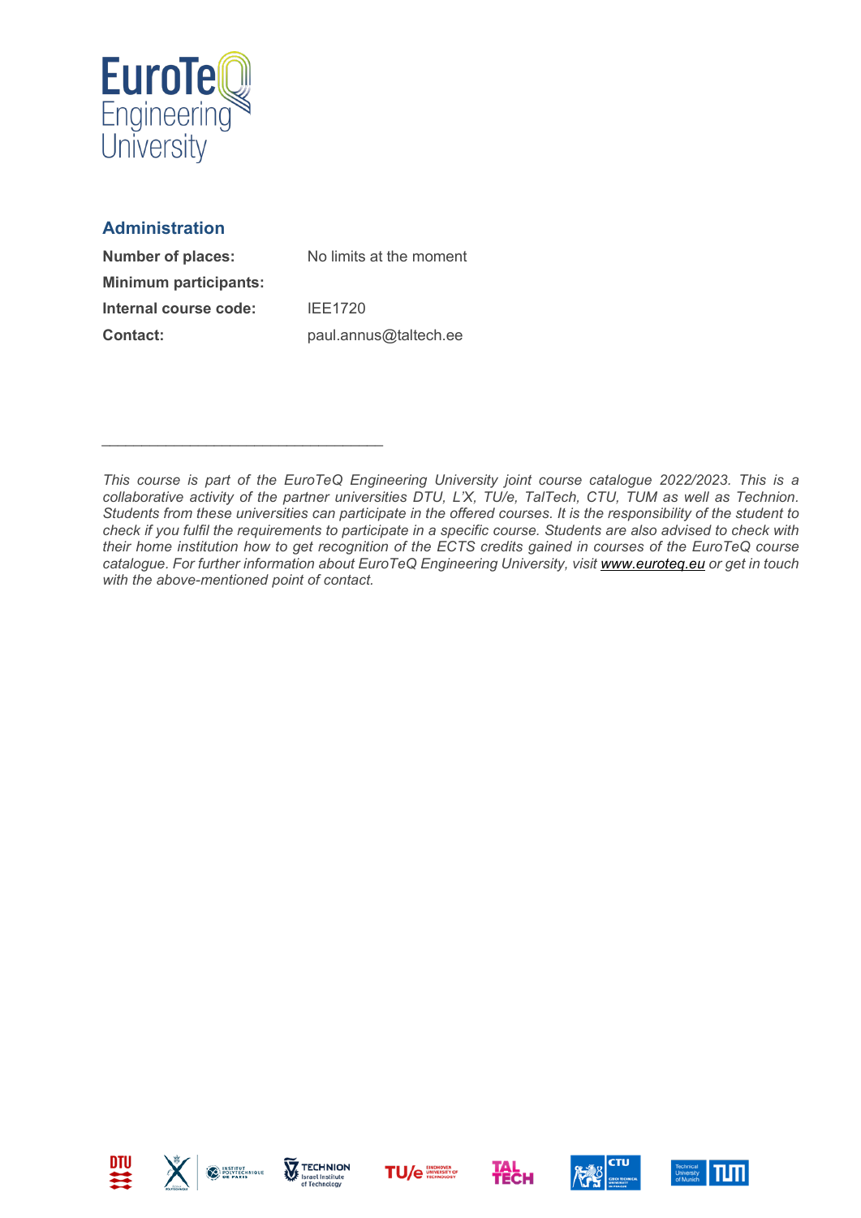## Administration

| | |
|---|---|
| **Number of places:** | No limits at the moment |
| **Minimum participants:** | |
| **Internal course code:** | IEE1720 |
| **Contact:** | paul.annus@taltech.ee |

---

*This course is part of the EuroTeQ Engineering University joint course catalogue 2022/2023. This is a collaborative activity of the partner universities DTU, L'X, TU/e, TalTech, CTU, TUM as well as Technion. Students from these universities can participate in the offered courses. It is the responsibility of the student to check if you fulfil the requirements to participate in a specific course. Students are also advised to check with their home institution how to get recognition of the ECTS credits gained in courses of the EuroTeQ course catalogue. For further information about EuroTeQ Engineering University, visit [www.euroteq.eu](http://www.euroteq.eu) or get in touch with the above-mentioned point of contact.*